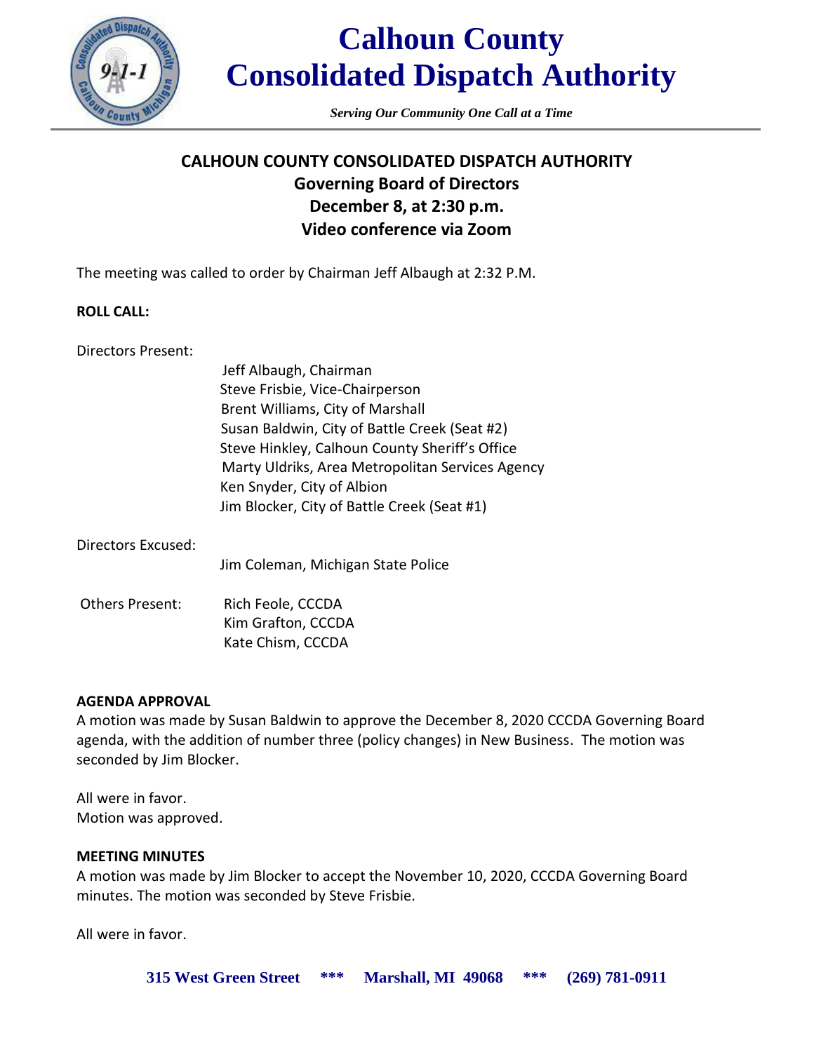# Calhoun County Consolidated Dispatch Authority

*Serving Our Community One Call at a Time*

## CALHOUN COUNTY CONSOLIDATED DISPATCH AUTHORITY
## Governing Board of Directors
## December 8, at 2:30 p.m.
## Video conference via Zoom

The meeting was called to order by Chairman Jeff Albaugh at 2:32 P.M.

**ROLL CALL:**

Directors Present:

- Jeff Albaugh, Chairman
- Steve Frisbie, Vice-Chairperson
- Brent Williams, City of Marshall
- Susan Baldwin, City of Battle Creek (Seat #2)
- Steve Hinkley, Calhoun County Sheriff's Office
- Marty Uldriks, Area Metropolitan Services Agency
- Ken Snyder, City of Albion
- Jim Blocker, City of Battle Creek (Seat #1)

Directors Excused:

- Jim Coleman, Michigan State Police

Others Present:

- Rich Feole, CCCDA
- Kim Grafton, CCCDA
- Kate Chism, CCCDA

**AGENDA APPROVAL**

A motion was made by Susan Baldwin to approve the December 8, 2020 CCCDA Governing Board agenda, with the addition of number three (policy changes) in New Business. The motion was seconded by Jim Blocker.

All were in favor.
Motion was approved.

**MEETING MINUTES**

A motion was made by Jim Blocker to accept the November 10, 2020, CCCDA Governing Board minutes. The motion was seconded by Steve Frisbie.

All were in favor.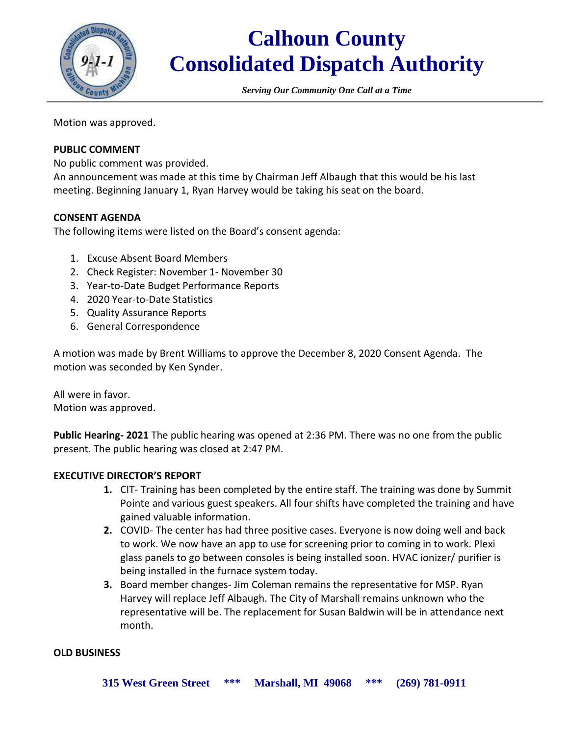Motion was approved.

**PUBLIC COMMENT**

No public comment was provided.

An announcement was made at this time by Chairman Jeff Albaugh that this would be his last meeting. Beginning January 1, Ryan Harvey would be taking his seat on the board.

**CONSENT AGENDA**

The following items were listed on the Board's consent agenda:

1. Excuse Absent Board Members
2. Check Register: November 1- November 30
3. Year-to-Date Budget Performance Reports
4. 2020 Year-to-Date Statistics
5. Quality Assurance Reports
6. General Correspondence

A motion was made by Brent Williams to approve the December 8, 2020 Consent Agenda. The motion was seconded by Ken Synder.

All were in favor.
Motion was approved.

**Public Hearing- 2021** The public hearing was opened at 2:36 PM. There was no one from the public present. The public hearing was closed at 2:47 PM.

**EXECUTIVE DIRECTOR'S REPORT**

1. CIT- Training has been completed by the entire staff. The training was done by Summit Pointe and various guest speakers. All four shifts have completed the training and have gained valuable information.
2. COVID- The center has had three positive cases. Everyone is now doing well and back to work. We now have an app to use for screening prior to coming in to work. Plexi glass panels to go between consoles is being installed soon. HVAC ionizer/ purifier is being installed in the furnace system today.
3. Board member changes- Jim Coleman remains the representative for MSP. Ryan Harvey will replace Jeff Albaugh. The City of Marshall remains unknown who the representative will be. The replacement for Susan Baldwin will be in attendance next month.

**OLD BUSINESS**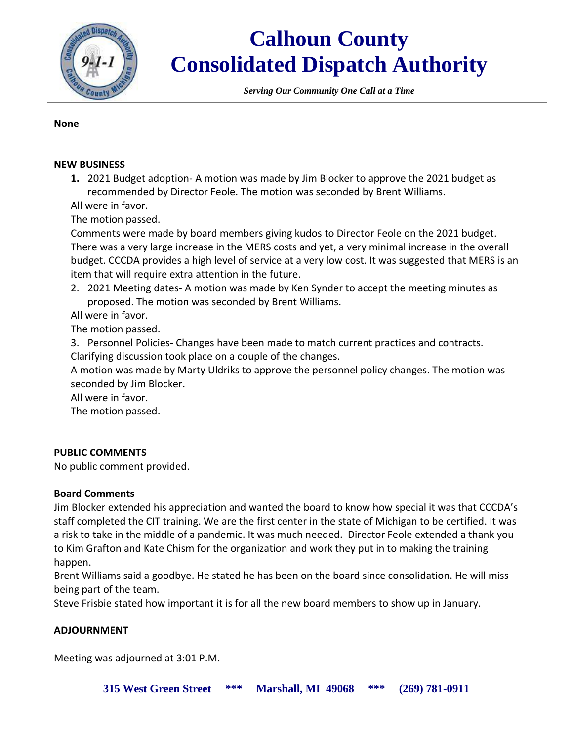**None**

**NEW BUSINESS**

1. 2021 Budget adoption- A motion was made by Jim Blocker to approve the 2021 budget as recommended by Director Feole. The motion was seconded by Brent Williams.

   All were in favor.

   The motion passed.

   Comments were made by board members giving kudos to Director Feole on the 2021 budget. There was a very large increase in the MERS costs and yet, a very minimal increase in the overall budget. CCCDA provides a high level of service at a very low cost. It was suggested that MERS is an item that will require extra attention in the future.

2. 2021 Meeting dates- A motion was made by Ken Synder to accept the meeting minutes as proposed. The motion was seconded by Brent Williams.

   All were in favor.

   The motion passed.

3. Personnel Policies- Changes have been made to match current practices and contracts.

   Clarifying discussion took place on a couple of the changes.

   A motion was made by Marty Uldriks to approve the personnel policy changes. The motion was seconded by Jim Blocker.

   All were in favor.

   The motion passed.

**PUBLIC COMMENTS**

No public comment provided.

**Board Comments**

Jim Blocker extended his appreciation and wanted the board to know how special it was that CCCDA's staff completed the CIT training. We are the first center in the state of Michigan to be certified. It was a risk to take in the middle of a pandemic. It was much needed. Director Feole extended a thank you to Kim Grafton and Kate Chism for the organization and work they put in to making the training happen.

Brent Williams said a goodbye. He stated he has been on the board since consolidation. He will miss being part of the team.

Steve Frisbie stated how important it is for all the new board members to show up in January.

**ADJOURNMENT**

Meeting was adjourned at 3:01 P.M.